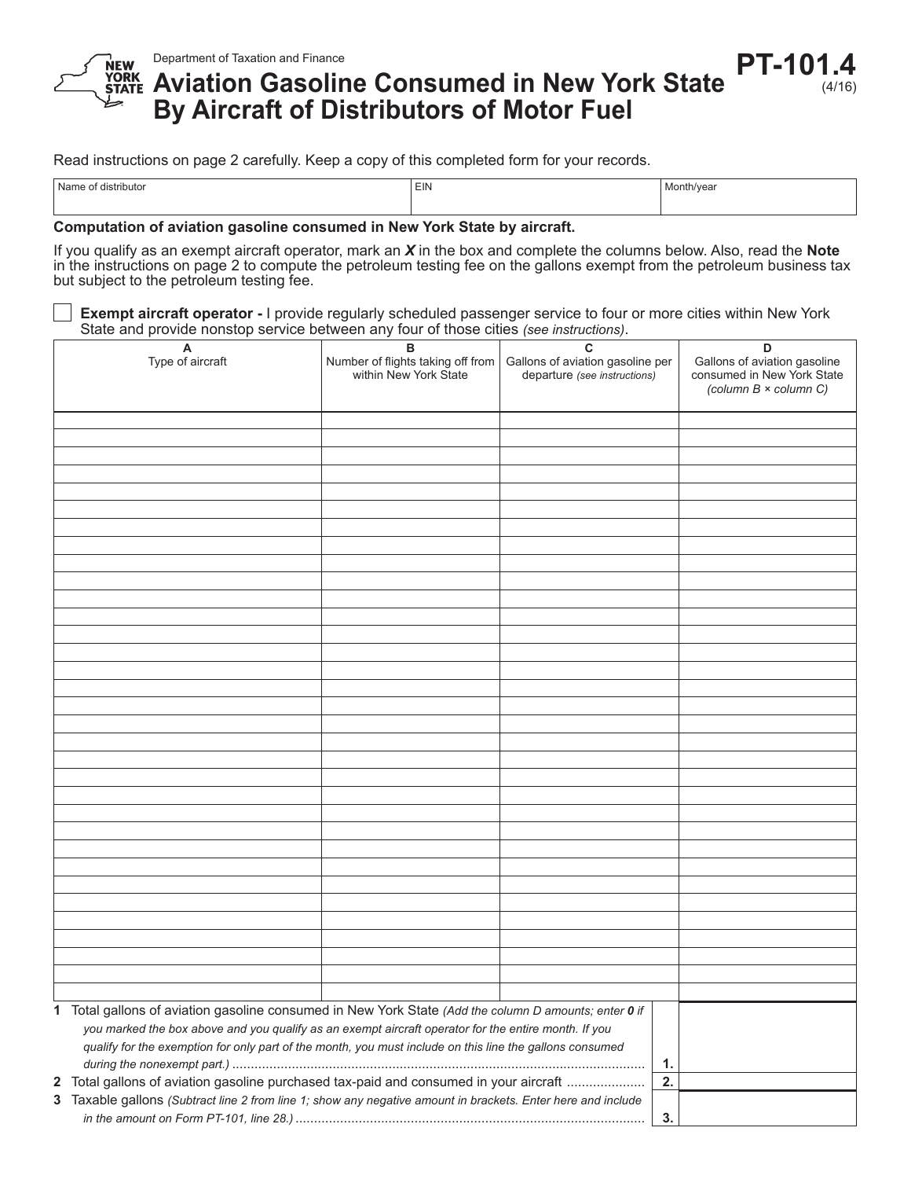Department of Taxation and Finance

# Aviation Gasoline Consumed in New York State By Aircraft of Distributors of Motor Fuel

**PT-101.4**
(4/16)

Read instructions on page 2 carefully. Keep a copy of this completed form for your records.

| Name of distributor | EIN | Month/year |
|---|---|---|
| | | |

**Computation of aviation gasoline consumed in New York State by aircraft.**

If you qualify as an exempt aircraft operator, mark an ***X*** in the box and complete the columns below. Also, read the **Note** in the instructions on page 2 to compute the petroleum testing fee on the gallons exempt from the petroleum business tax but subject to the petroleum testing fee.

☐ **Exempt aircraft operator -** I provide regularly scheduled passenger service to four or more cities within New York State and provide nonstop service between any four of those cities *(see instructions)*.

| A<br>Type of aircraft | B<br>Number of flights taking off from within New York State | C<br>Gallons of aviation gasoline per departure *(see instructions)* | D<br>Gallons of aviation gasoline consumed in New York State *(column B × column C)* |
|---|---|---|---|
| | | | |
| | | | |
| | | | |
| | | | |
| | | | |
| | | | |
| | | | |
| | | | |
| | | | |
| | | | |
| | | | |
| | | | |
| | | | |
| | | | |
| | | | |
| | | | |
| | | | |
| | | | |
| | | | |
| | | | |
| | | | |
| | | | |
| | | | |
| | | | |
| | | | |
| | | | |
| | | | |
| | | | |
| | | | |
| | | | |
| | | | |
| | | | |
| | | | |

**1** Total gallons of aviation gasoline consumed in New York State *(Add the column D amounts; enter **0** if you marked the box above and you qualify as an exempt aircraft operator for the entire month. If you qualify for the exemption for only part of the month, you must include on this line the gallons consumed during the nonexempt part.)* .................... **1.**

**2** Total gallons of aviation gasoline purchased tax-paid and consumed in your aircraft .................... **2.**

**3** Taxable gallons *(Subtract line 2 from line 1; show any negative amount in brackets. Enter here and include in the amount on Form PT-101, line 28.)* .................... **3.**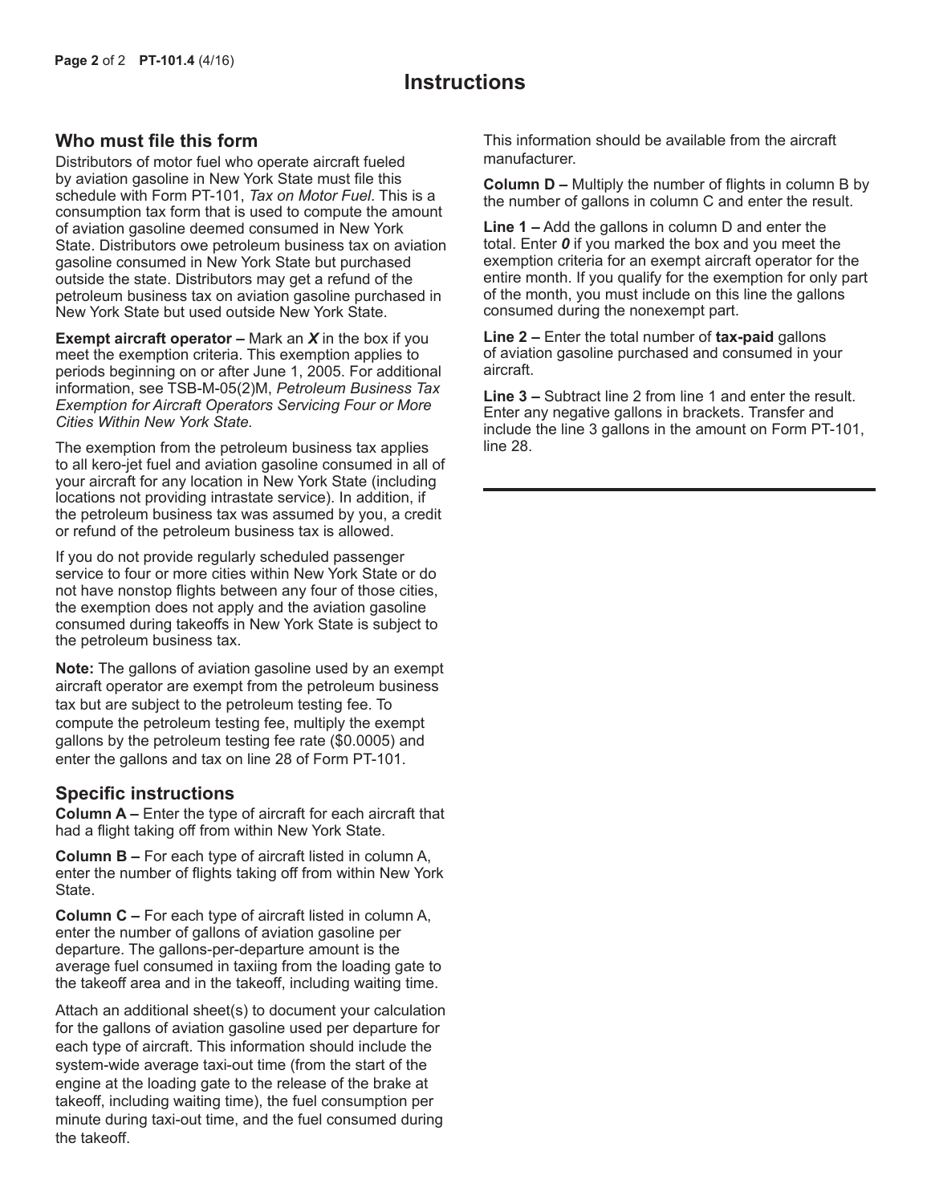# Instructions

## Who must file this form

Distributors of motor fuel who operate aircraft fueled by aviation gasoline in New York State must file this schedule with Form PT-101, *Tax on Motor Fuel*. This is a consumption tax form that is used to compute the amount of aviation gasoline deemed consumed in New York State. Distributors owe petroleum business tax on aviation gasoline consumed in New York State but purchased outside the state. Distributors may get a refund of the petroleum business tax on aviation gasoline purchased in New York State but used outside New York State.

**Exempt aircraft operator –** Mark an ***X*** in the box if you meet the exemption criteria. This exemption applies to periods beginning on or after June 1, 2005. For additional information, see TSB-M-05(2)M, *Petroleum Business Tax Exemption for Aircraft Operators Servicing Four or More Cities Within New York State.*

The exemption from the petroleum business tax applies to all kero-jet fuel and aviation gasoline consumed in all of your aircraft for any location in New York State (including locations not providing intrastate service). In addition, if the petroleum business tax was assumed by you, a credit or refund of the petroleum business tax is allowed.

If you do not provide regularly scheduled passenger service to four or more cities within New York State or do not have nonstop flights between any four of those cities, the exemption does not apply and the aviation gasoline consumed during takeoffs in New York State is subject to the petroleum business tax.

**Note:** The gallons of aviation gasoline used by an exempt aircraft operator are exempt from the petroleum business tax but are subject to the petroleum testing fee. To compute the petroleum testing fee, multiply the exempt gallons by the petroleum testing fee rate ($0.0005) and enter the gallons and tax on line 28 of Form PT-101.

## Specific instructions

**Column A –** Enter the type of aircraft for each aircraft that had a flight taking off from within New York State.

**Column B –** For each type of aircraft listed in column A, enter the number of flights taking off from within New York State.

**Column C –** For each type of aircraft listed in column A, enter the number of gallons of aviation gasoline per departure. The gallons-per-departure amount is the average fuel consumed in taxiing from the loading gate to the takeoff area and in the takeoff, including waiting time.

Attach an additional sheet(s) to document your calculation for the gallons of aviation gasoline used per departure for each type of aircraft. This information should include the system-wide average taxi-out time (from the start of the engine at the loading gate to the release of the brake at takeoff, including waiting time), the fuel consumption per minute during taxi-out time, and the fuel consumed during the takeoff. This information should be available from the aircraft manufacturer.

**Column D –** Multiply the number of flights in column B by the number of gallons in column C and enter the result.

**Line 1 –** Add the gallons in column D and enter the total. Enter ***0*** if you marked the box and you meet the exemption criteria for an exempt aircraft operator for the entire month. If you qualify for the exemption for only part of the month, you must include on this line the gallons consumed during the nonexempt part.

**Line 2 –** Enter the total number of **tax-paid** gallons of aviation gasoline purchased and consumed in your aircraft.

**Line 3 –** Subtract line 2 from line 1 and enter the result. Enter any negative gallons in brackets. Transfer and include the line 3 gallons in the amount on Form PT-101, line 28.